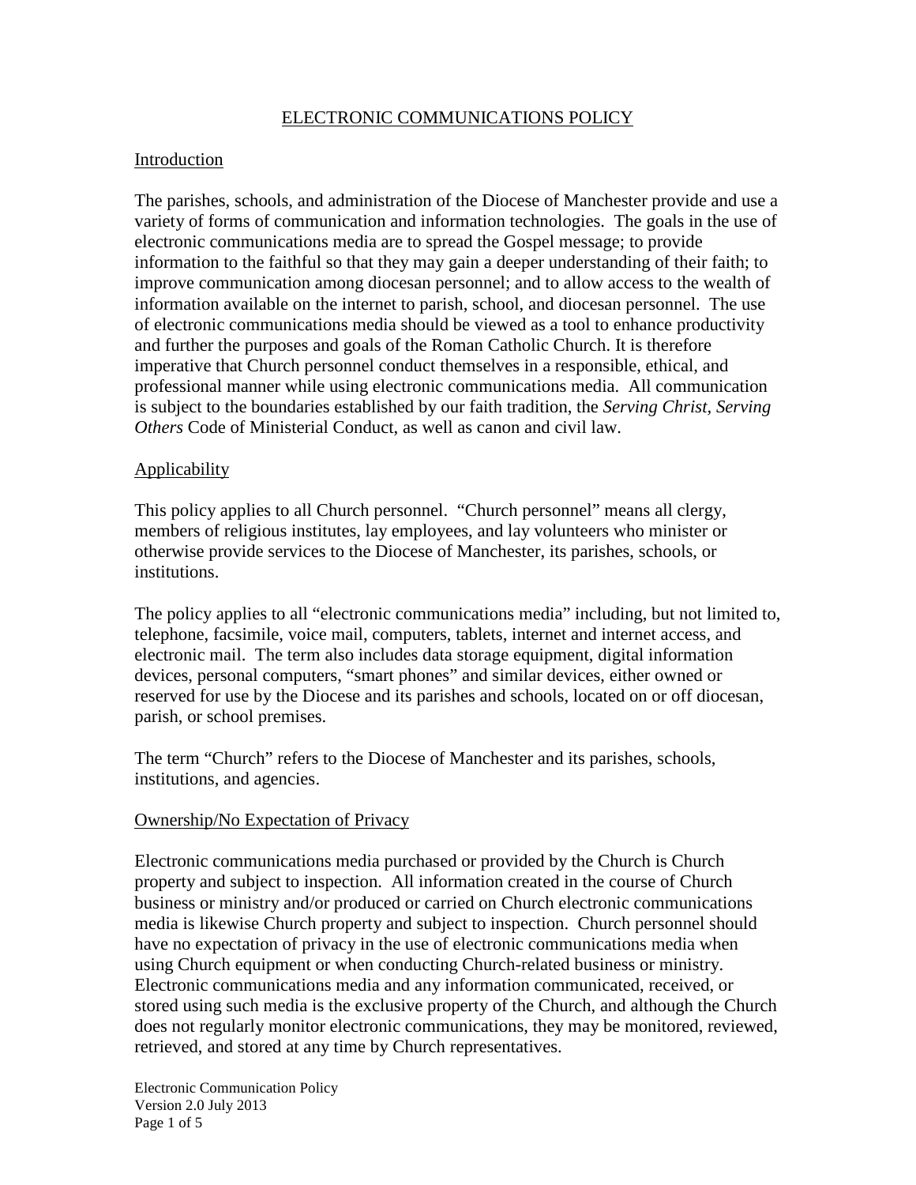# ELECTRONIC COMMUNICATIONS POLICY

## Introduction

The parishes, schools, and administration of the Diocese of Manchester provide and use a variety of forms of communication and information technologies. The goals in the use of electronic communications media are to spread the Gospel message; to provide information to the faithful so that they may gain a deeper understanding of their faith; to improve communication among diocesan personnel; and to allow access to the wealth of information available on the internet to parish, school, and diocesan personnel. The use of electronic communications media should be viewed as a tool to enhance productivity and further the purposes and goals of the Roman Catholic Church. It is therefore imperative that Church personnel conduct themselves in a responsible, ethical, and professional manner while using electronic communications media. All communication is subject to the boundaries established by our faith tradition, the *Serving Christ, Serving Others* Code of Ministerial Conduct, as well as canon and civil law.

## Applicability

This policy applies to all Church personnel. "Church personnel" means all clergy, members of religious institutes, lay employees, and lay volunteers who minister or otherwise provide services to the Diocese of Manchester, its parishes, schools, or institutions.

The policy applies to all "electronic communications media" including, but not limited to, telephone, facsimile, voice mail, computers, tablets, internet and internet access, and electronic mail. The term also includes data storage equipment, digital information devices, personal computers, "smart phones" and similar devices, either owned or reserved for use by the Diocese and its parishes and schools, located on or off diocesan, parish, or school premises.

The term "Church" refers to the Diocese of Manchester and its parishes, schools, institutions, and agencies.

## Ownership/No Expectation of Privacy

Electronic communications media purchased or provided by the Church is Church property and subject to inspection. All information created in the course of Church business or ministry and/or produced or carried on Church electronic communications media is likewise Church property and subject to inspection. Church personnel should have no expectation of privacy in the use of electronic communications media when using Church equipment or when conducting Church-related business or ministry. Electronic communications media and any information communicated, received, or stored using such media is the exclusive property of the Church, and although the Church does not regularly monitor electronic communications, they may be monitored, reviewed, retrieved, and stored at any time by Church representatives.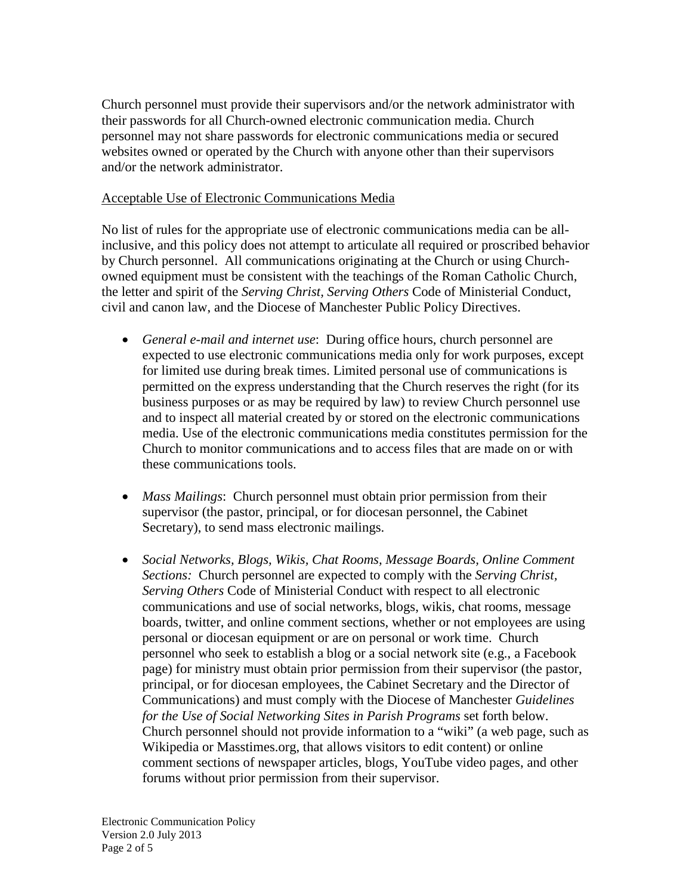Church personnel must provide their supervisors and/or the network administrator with their passwords for all Church-owned electronic communication media. Church personnel may not share passwords for electronic communications media or secured websites owned or operated by the Church with anyone other than their supervisors and/or the network administrator.

<u>Acceptable Use of Electronic Communications Media</u>

No list of rules for the appropriate use of electronic communications media can be all-inclusive, and this policy does not attempt to articulate all required or proscribed behavior by Church personnel. All communications originating at the Church or using Church-owned equipment must be consistent with the teachings of the Roman Catholic Church, the letter and spirit of the *Serving Christ, Serving Others* Code of Ministerial Conduct, civil and canon law, and the Diocese of Manchester Public Policy Directives.

- *General e-mail and internet use*: During office hours, church personnel are expected to use electronic communications media only for work purposes, except for limited use during break times. Limited personal use of communications is permitted on the express understanding that the Church reserves the right (for its business purposes or as may be required by law) to review Church personnel use and to inspect all material created by or stored on the electronic communications media. Use of the electronic communications media constitutes permission for the Church to monitor communications and to access files that are made on or with these communications tools.

- *Mass Mailings*: Church personnel must obtain prior permission from their supervisor (the pastor, principal, or for diocesan personnel, the Cabinet Secretary), to send mass electronic mailings.

- *Social Networks, Blogs, Wikis, Chat Rooms, Message Boards, Online Comment Sections:* Church personnel are expected to comply with the *Serving Christ, Serving Others* Code of Ministerial Conduct with respect to all electronic communications and use of social networks, blogs, wikis, chat rooms, message boards, twitter, and online comment sections, whether or not employees are using personal or diocesan equipment or are on personal or work time. Church personnel who seek to establish a blog or a social network site (e.g., a Facebook page) for ministry must obtain prior permission from their supervisor (the pastor, principal, or for diocesan employees, the Cabinet Secretary and the Director of Communications) and must comply with the Diocese of Manchester *Guidelines for the Use of Social Networking Sites in Parish Programs* set forth below. Church personnel should not provide information to a "wiki" (a web page, such as Wikipedia or Masstimes.org, that allows visitors to edit content) or online comment sections of newspaper articles, blogs, YouTube video pages, and other forums without prior permission from their supervisor.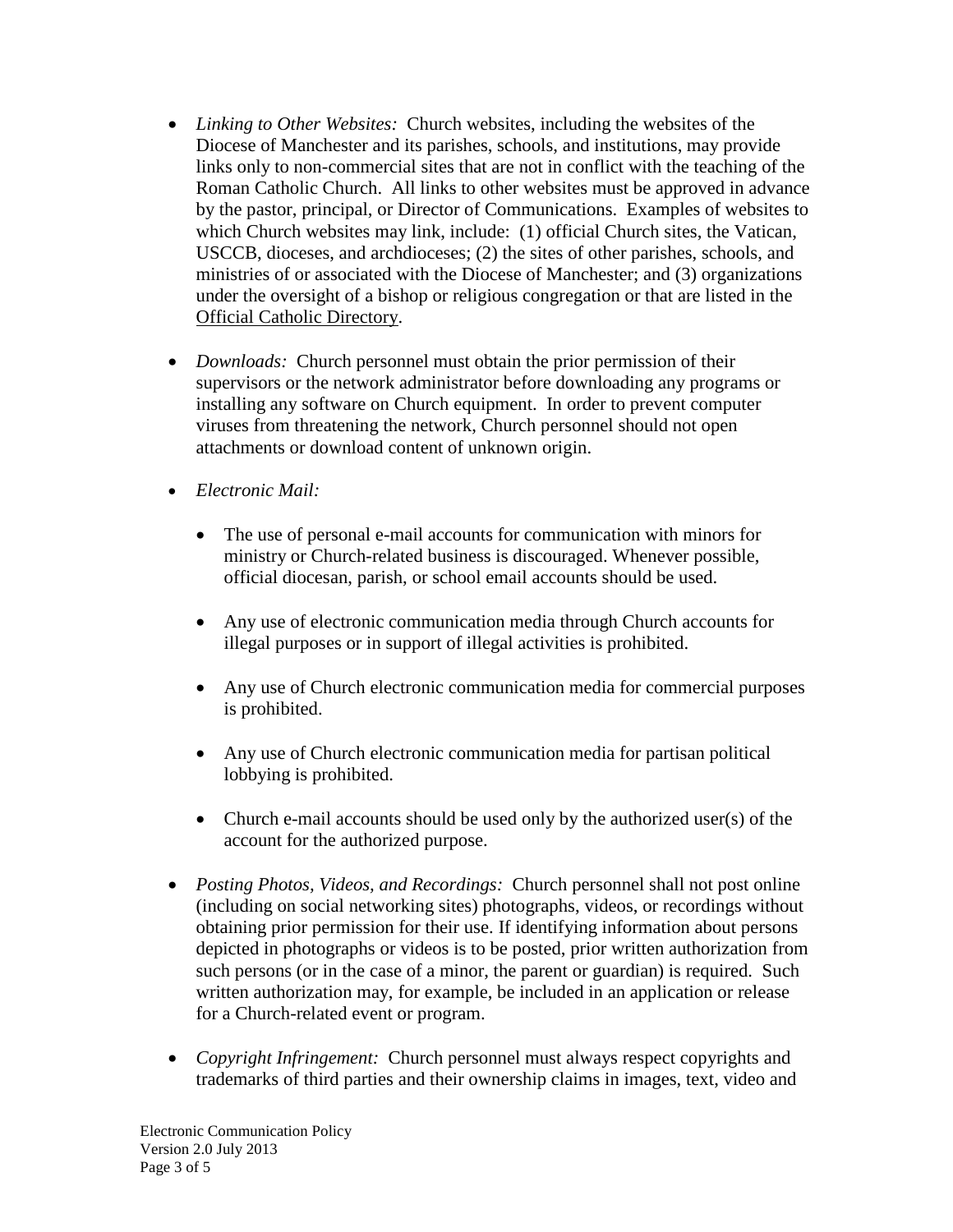- *Linking to Other Websites:* Church websites, including the websites of the Diocese of Manchester and its parishes, schools, and institutions, may provide links only to non-commercial sites that are not in conflict with the teaching of the Roman Catholic Church. All links to other websites must be approved in advance by the pastor, principal, or Director of Communications. Examples of websites to which Church websites may link, include: (1) official Church sites, the Vatican, USCCB, dioceses, and archdioceses; (2) the sites of other parishes, schools, and ministries of or associated with the Diocese of Manchester; and (3) organizations under the oversight of a bishop or religious congregation or that are listed in the <u>Official Catholic Directory</u>.

- *Downloads:* Church personnel must obtain the prior permission of their supervisors or the network administrator before downloading any programs or installing any software on Church equipment. In order to prevent computer viruses from threatening the network, Church personnel should not open attachments or download content of unknown origin.

- *Electronic Mail:*

  - The use of personal e-mail accounts for communication with minors for ministry or Church-related business is discouraged. Whenever possible, official diocesan, parish, or school email accounts should be used.

  - Any use of electronic communication media through Church accounts for illegal purposes or in support of illegal activities is prohibited.

  - Any use of Church electronic communication media for commercial purposes is prohibited.

  - Any use of Church electronic communication media for partisan political lobbying is prohibited.

  - Church e-mail accounts should be used only by the authorized user(s) of the account for the authorized purpose.

- *Posting Photos, Videos, and Recordings:* Church personnel shall not post online (including on social networking sites) photographs, videos, or recordings without obtaining prior permission for their use. If identifying information about persons depicted in photographs or videos is to be posted, prior written authorization from such persons (or in the case of a minor, the parent or guardian) is required. Such written authorization may, for example, be included in an application or release for a Church-related event or program.

- *Copyright Infringement:* Church personnel must always respect copyrights and trademarks of third parties and their ownership claims in images, text, video and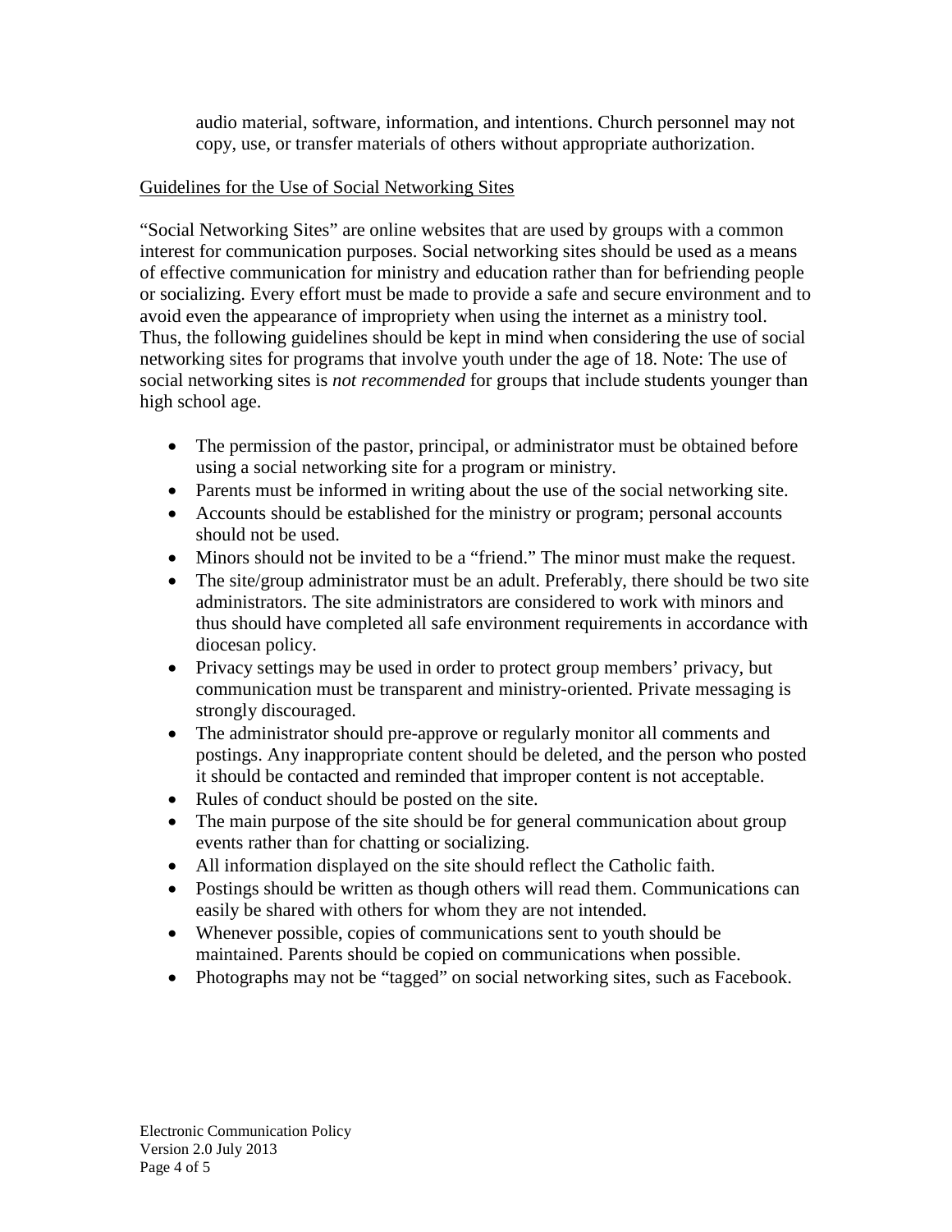audio material, software, information, and intentions. Church personnel may not copy, use, or transfer materials of others without appropriate authorization.

## Guidelines for the Use of Social Networking Sites

"Social Networking Sites" are online websites that are used by groups with a common interest for communication purposes. Social networking sites should be used as a means of effective communication for ministry and education rather than for befriending people or socializing. Every effort must be made to provide a safe and secure environment and to avoid even the appearance of impropriety when using the internet as a ministry tool. Thus, the following guidelines should be kept in mind when considering the use of social networking sites for programs that involve youth under the age of 18. Note: The use of social networking sites is *not recommended* for groups that include students younger than high school age.

- The permission of the pastor, principal, or administrator must be obtained before using a social networking site for a program or ministry.
- Parents must be informed in writing about the use of the social networking site.
- Accounts should be established for the ministry or program; personal accounts should not be used.
- Minors should not be invited to be a "friend." The minor must make the request.
- The site/group administrator must be an adult. Preferably, there should be two site administrators. The site administrators are considered to work with minors and thus should have completed all safe environment requirements in accordance with diocesan policy.
- Privacy settings may be used in order to protect group members' privacy, but communication must be transparent and ministry-oriented. Private messaging is strongly discouraged.
- The administrator should pre-approve or regularly monitor all comments and postings. Any inappropriate content should be deleted, and the person who posted it should be contacted and reminded that improper content is not acceptable.
- Rules of conduct should be posted on the site.
- The main purpose of the site should be for general communication about group events rather than for chatting or socializing.
- All information displayed on the site should reflect the Catholic faith.
- Postings should be written as though others will read them. Communications can easily be shared with others for whom they are not intended.
- Whenever possible, copies of communications sent to youth should be maintained. Parents should be copied on communications when possible.
- Photographs may not be "tagged" on social networking sites, such as Facebook.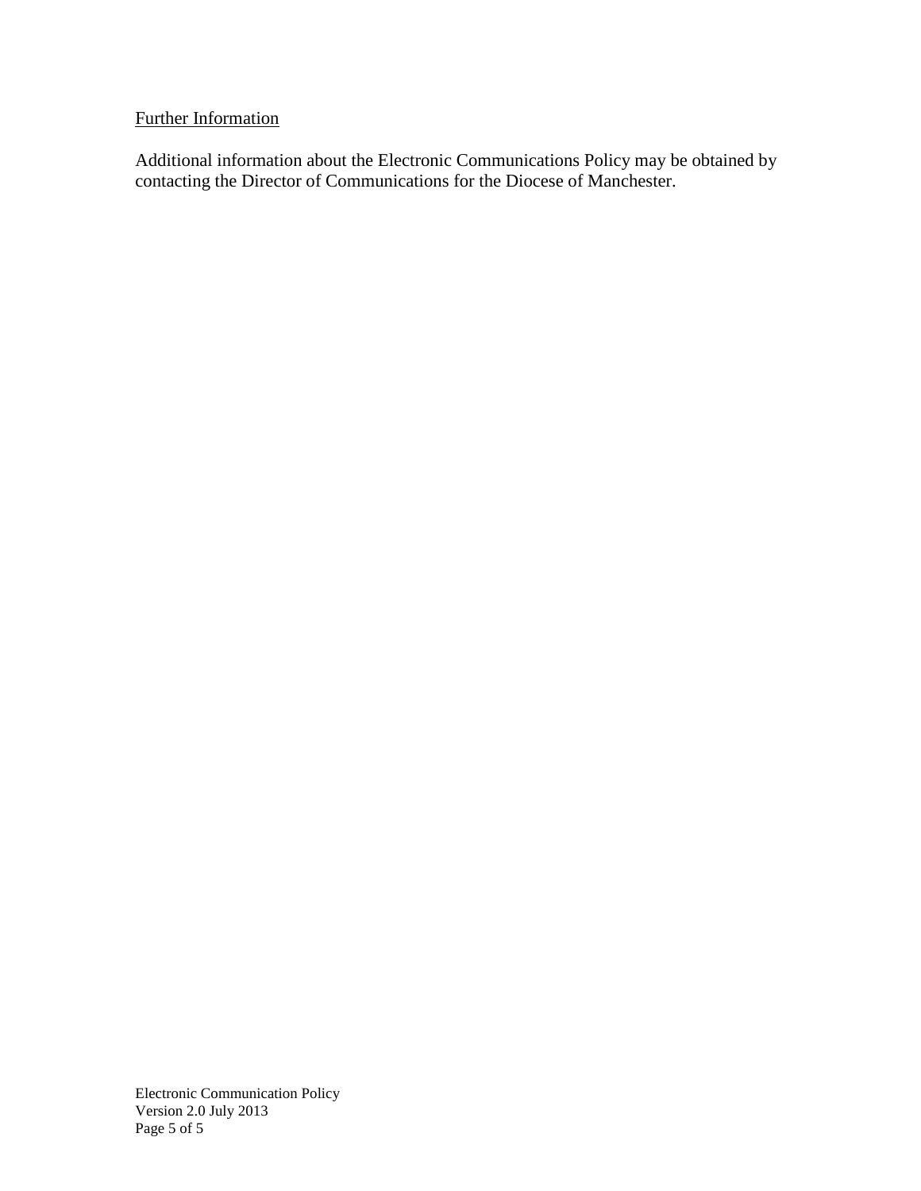## Further Information

Additional information about the Electronic Communications Policy may be obtained by contacting the Director of Communications for the Diocese of Manchester.